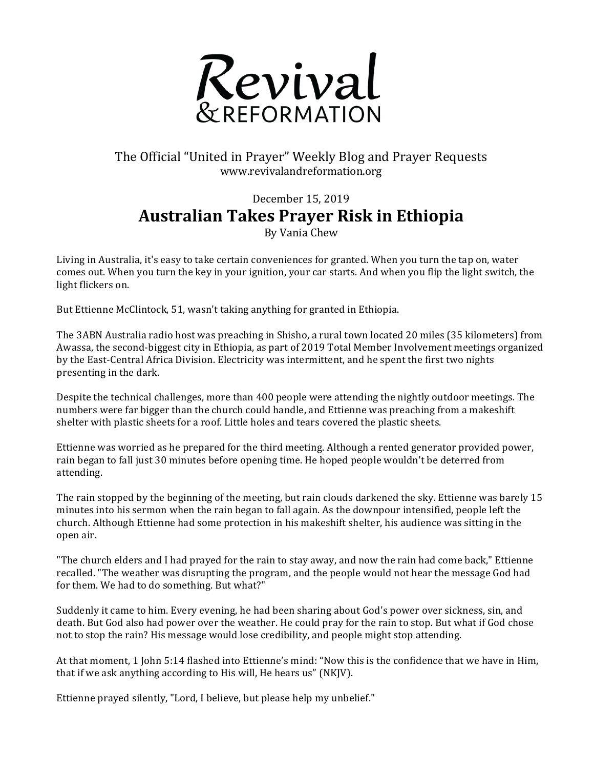# Revival & REFORMATION

The Official "United in Prayer" Weekly Blog and Prayer Requests
www.revivalandreformation.org

December 15, 2019

## Australian Takes Prayer Risk in Ethiopia

By Vania Chew

Living in Australia, it's easy to take certain conveniences for granted. When you turn the tap on, water comes out. When you turn the key in your ignition, your car starts. And when you flip the light switch, the light flickers on.

But Ettienne McClintock, 51, wasn't taking anything for granted in Ethiopia.

The 3ABN Australia radio host was preaching in Shisho, a rural town located 20 miles (35 kilometers) from Awassa, the second-biggest city in Ethiopia, as part of 2019 Total Member Involvement meetings organized by the East-Central Africa Division. Electricity was intermittent, and he spent the first two nights presenting in the dark.

Despite the technical challenges, more than 400 people were attending the nightly outdoor meetings. The numbers were far bigger than the church could handle, and Ettienne was preaching from a makeshift shelter with plastic sheets for a roof. Little holes and tears covered the plastic sheets.

Ettienne was worried as he prepared for the third meeting. Although a rented generator provided power, rain began to fall just 30 minutes before opening time. He hoped people wouldn't be deterred from attending.

The rain stopped by the beginning of the meeting, but rain clouds darkened the sky. Ettienne was barely 15 minutes into his sermon when the rain began to fall again. As the downpour intensified, people left the church. Although Ettienne had some protection in his makeshift shelter, his audience was sitting in the open air.

"The church elders and I had prayed for the rain to stay away, and now the rain had come back," Ettienne recalled. "The weather was disrupting the program, and the people would not hear the message God had for them. We had to do something. But what?"

Suddenly it came to him. Every evening, he had been sharing about God's power over sickness, sin, and death. But God also had power over the weather. He could pray for the rain to stop. But what if God chose not to stop the rain? His message would lose credibility, and people might stop attending.

At that moment, 1 John 5:14 flashed into Ettienne's mind: "Now this is the confidence that we have in Him, that if we ask anything according to His will, He hears us" (NKJV).

Ettienne prayed silently, "Lord, I believe, but please help my unbelief."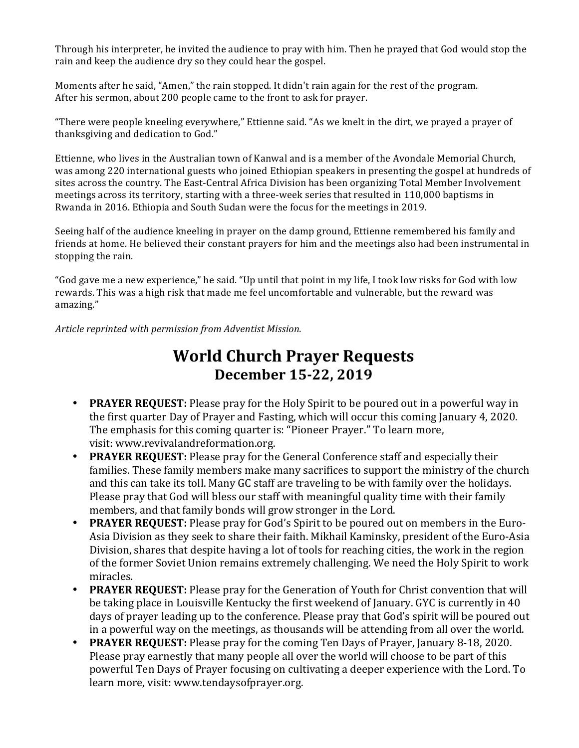Through his interpreter, he invited the audience to pray with him. Then he prayed that God would stop the rain and keep the audience dry so they could hear the gospel.

Moments after he said, "Amen," the rain stopped. It didn't rain again for the rest of the program. After his sermon, about 200 people came to the front to ask for prayer.

"There were people kneeling everywhere," Ettienne said. "As we knelt in the dirt, we prayed a prayer of thanksgiving and dedication to God."

Ettienne, who lives in the Australian town of Kanwal and is a member of the Avondale Memorial Church, was among 220 international guests who joined Ethiopian speakers in presenting the gospel at hundreds of sites across the country. The East-Central Africa Division has been organizing Total Member Involvement meetings across its territory, starting with a three-week series that resulted in 110,000 baptisms in Rwanda in 2016. Ethiopia and South Sudan were the focus for the meetings in 2019.

Seeing half of the audience kneeling in prayer on the damp ground, Ettienne remembered his family and friends at home. He believed their constant prayers for him and the meetings also had been instrumental in stopping the rain.

"God gave me a new experience," he said. "Up until that point in my life, I took low risks for God with low rewards. This was a high risk that made me feel uncomfortable and vulnerable, but the reward was amazing."

*Article reprinted with permission from Adventist Mission.*

# World Church Prayer Requests
## December 15-22, 2019

- **PRAYER REQUEST:** Please pray for the Holy Spirit to be poured out in a powerful way in the first quarter Day of Prayer and Fasting, which will occur this coming January 4, 2020. The emphasis for this coming quarter is: "Pioneer Prayer." To learn more, visit: www.revivalandreformation.org.
- **PRAYER REQUEST:** Please pray for the General Conference staff and especially their families. These family members make many sacrifices to support the ministry of the church and this can take its toll. Many GC staff are traveling to be with family over the holidays. Please pray that God will bless our staff with meaningful quality time with their family members, and that family bonds will grow stronger in the Lord.
- **PRAYER REQUEST:** Please pray for God's Spirit to be poured out on members in the Euro-Asia Division as they seek to share their faith. Mikhail Kaminsky, president of the Euro-Asia Division, shares that despite having a lot of tools for reaching cities, the work in the region of the former Soviet Union remains extremely challenging. We need the Holy Spirit to work miracles.
- **PRAYER REQUEST:** Please pray for the Generation of Youth for Christ convention that will be taking place in Louisville Kentucky the first weekend of January. GYC is currently in 40 days of prayer leading up to the conference. Please pray that God's spirit will be poured out in a powerful way on the meetings, as thousands will be attending from all over the world.
- **PRAYER REQUEST:** Please pray for the coming Ten Days of Prayer, January 8-18, 2020. Please pray earnestly that many people all over the world will choose to be part of this powerful Ten Days of Prayer focusing on cultivating a deeper experience with the Lord. To learn more, visit: www.tendaysofprayer.org.